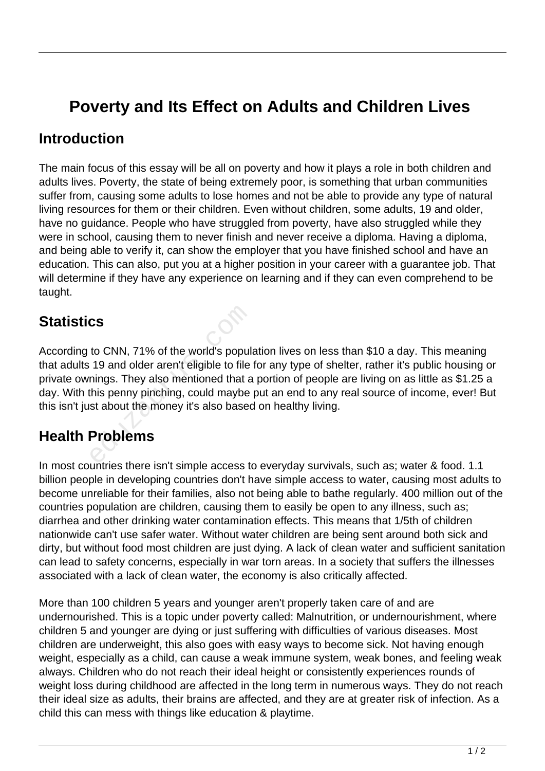# Poverty and Its Effect on Adults and Children Lives

## Introduction

The main focus of this essay will be all on poverty and how it plays a role in both children and adults lives. Poverty, the state of being extremely poor, is something that urban communities suffer from, causing some adults to lose homes and not be able to provide any type of natural living resources for them or their children. Even without children, some adults, 19 and older, have no guidance. People who have struggled from poverty, have also struggled while they were in school, causing them to never finish and never receive a diploma. Having a diploma, and being able to verify it, can show the employer that you have finished school and have an education. This can also, put you at a higher position in your career with a guarantee job. That will determine if they have any experience on learning and if they can even comprehend to be taught.

## Statistics

According to CNN, 71% of the world's population lives on less than $10 a day. This meaning that adults 19 and older aren't eligible to file for any type of shelter, rather it's public housing or private ownings. They also mentioned that a portion of people are living on as little as $1.25 a day. With this penny pinching, could maybe put an end to any real source of income, ever! But this isn't just about the money it's also based on healthy living.

## Health Problems

In most countries there isn't simple access to everyday survivals, such as; water & food. 1.1 billion people in developing countries don't have simple access to water, causing most adults to become unreliable for their families, also not being able to bathe regularly. 400 million out of the countries population are children, causing them to easily be open to any illness, such as; diarrhea and other drinking water contamination effects. This means that 1/5th of children nationwide can't use safer water. Without water children are being sent around both sick and dirty, but without food most children are just dying. A lack of clean water and sufficient sanitation can lead to safety concerns, especially in war torn areas. In a society that suffers the illnesses associated with a lack of clean water, the economy is also critically affected.

More than 100 children 5 years and younger aren't properly taken care of and are undernourished. This is a topic under poverty called: Malnutrition, or undernourishment, where children 5 and younger are dying or just suffering with difficulties of various diseases. Most children are underweight, this also goes with easy ways to become sick. Not having enough weight, especially as a child, can cause a weak immune system, weak bones, and feeling weak always. Children who do not reach their ideal height or consistently experiences rounds of weight loss during childhood are affected in the long term in numerous ways. They do not reach their ideal size as adults, their brains are affected, and they are at greater risk of infection. As a child this can mess with things like education & playtime.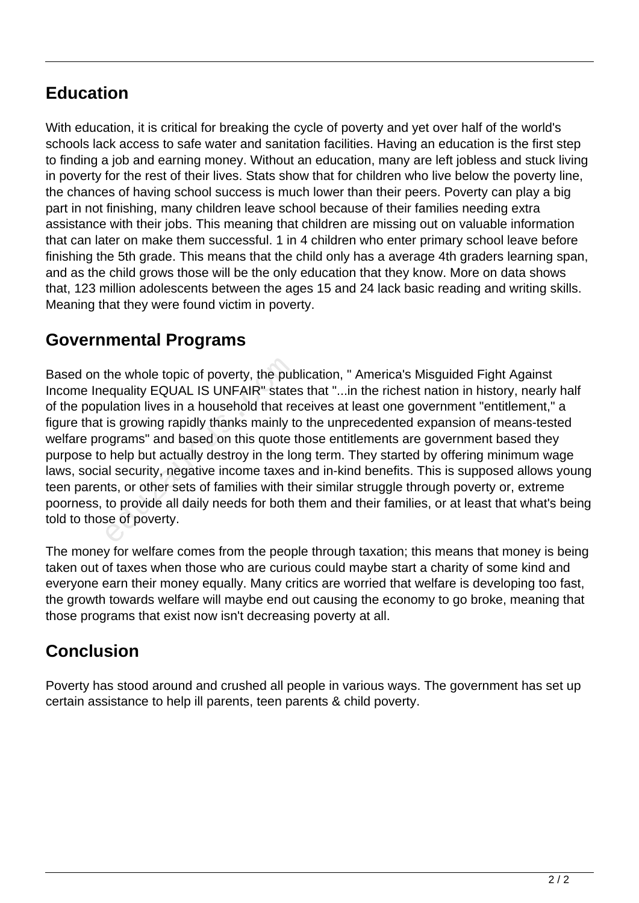## Education

With education, it is critical for breaking the cycle of poverty and yet over half of the world's schools lack access to safe water and sanitation facilities. Having an education is the first step to finding a job and earning money. Without an education, many are left jobless and stuck living in poverty for the rest of their lives. Stats show that for children who live below the poverty line, the chances of having school success is much lower than their peers. Poverty can play a big part in not finishing, many children leave school because of their families needing extra assistance with their jobs. This meaning that children are missing out on valuable information that can later on make them successful. 1 in 4 children who enter primary school leave before finishing the 5th grade. This means that the child only has a average 4th graders learning span, and as the child grows those will be the only education that they know. More on data shows that, 123 million adolescents between the ages 15 and 24 lack basic reading and writing skills. Meaning that they were found victim in poverty.

## Governmental Programs

Based on the whole topic of poverty, the publication, " America's Misguided Fight Against Income Inequality EQUAL IS UNFAIR" states that "...in the richest nation in history, nearly half of the population lives in a household that receives at least one government "entitlement," a figure that is growing rapidly thanks mainly to the unprecedented expansion of means-tested welfare programs" and based on this quote those entitlements are government based they purpose to help but actually destroy in the long term. They started by offering minimum wage laws, social security, negative income taxes and in-kind benefits. This is supposed allows young teen parents, or other sets of families with their similar struggle through poverty or, extreme poorness, to provide all daily needs for both them and their families, or at least that what's being told to those of poverty.

The money for welfare comes from the people through taxation; this means that money is being taken out of taxes when those who are curious could maybe start a charity of some kind and everyone earn their money equally. Many critics are worried that welfare is developing too fast, the growth towards welfare will maybe end out causing the economy to go broke, meaning that those programs that exist now isn't decreasing poverty at all.

## Conclusion

Poverty has stood around and crushed all people in various ways. The government has set up certain assistance to help ill parents, teen parents & child poverty.